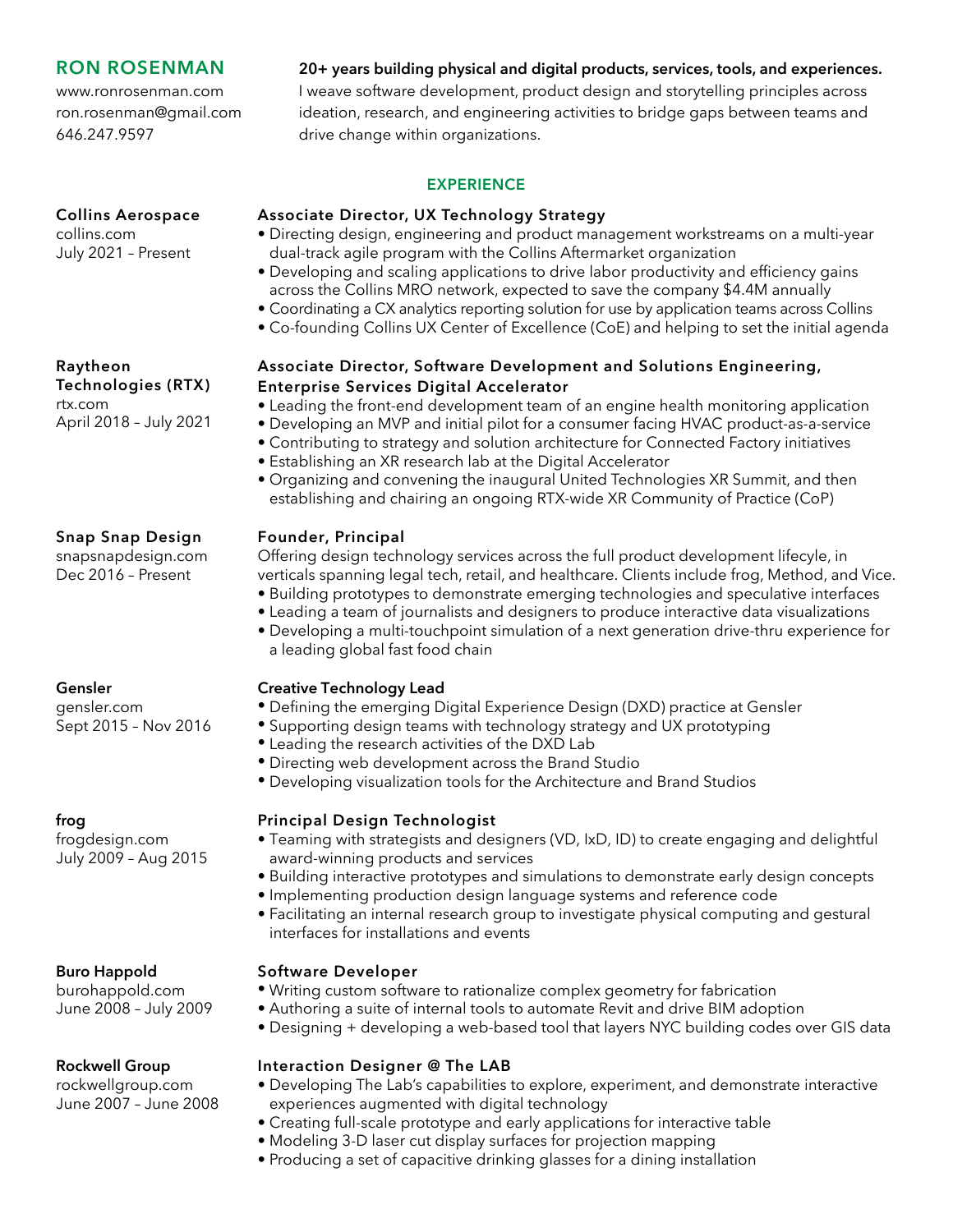# RON ROSENMAN

www.ronrosenman.com
ron.rosenman@gmail.com
646.247.9597

**20+ years building physical and digital products, services, tools, and experiences.**
I weave software development, product design and storytelling principles across ideation, research, and engineering activities to bridge gaps between teams and drive change within organizations.

## EXPERIENCE

**Collins Aerospace**
collins.com
July 2021 – Present

### Associate Director, UX Technology Strategy

- Directing design, engineering and product management workstreams on a multi-year dual-track agile program with the Collins Aftermarket organization
- Developing and scaling applications to drive labor productivity and efficiency gains across the Collins MRO network, expected to save the company $4.4M annually
- Coordinating a CX analytics reporting solution for use by application teams across Collins
- Co-founding Collins UX Center of Excellence (CoE) and helping to set the initial agenda

**Raytheon Technologies (RTX)**
rtx.com
April 2018 – July 2021

### Associate Director, Software Development and Solutions Engineering, Enterprise Services Digital Accelerator

- Leading the front-end development team of an engine health monitoring application
- Developing an MVP and initial pilot for a consumer facing HVAC product-as-a-service
- Contributing to strategy and solution architecture for Connected Factory initiatives
- Establishing an XR research lab at the Digital Accelerator
- Organizing and convening the inaugural United Technologies XR Summit, and then establishing and chairing an ongoing RTX-wide XR Community of Practice (CoP)

**Snap Snap Design**
snapsnapdesign.com
Dec 2016 – Present

### Founder, Principal

Offering design technology services across the full product development lifecyle, in verticals spanning legal tech, retail, and healthcare. Clients include frog, Method, and Vice.

- Building prototypes to demonstrate emerging technologies and speculative interfaces
- Leading a team of journalists and designers to produce interactive data visualizations
- Developing a multi-touchpoint simulation of a next generation drive-thru experience for a leading global fast food chain

**Gensler**
gensler.com
Sept 2015 – Nov 2016

### Creative Technology Lead

- Defining the emerging Digital Experience Design (DXD) practice at Gensler
- Supporting design teams with technology strategy and UX prototyping
- Leading the research activities of the DXD Lab
- Directing web development across the Brand Studio
- Developing visualization tools for the Architecture and Brand Studios

**frog**
frogdesign.com
July 2009 – Aug 2015

### Principal Design Technologist

- Teaming with strategists and designers (VD, IxD, ID) to create engaging and delightful award-winning products and services
- Building interactive prototypes and simulations to demonstrate early design concepts
- Implementing production design language systems and reference code
- Facilitating an internal research group to investigate physical computing and gestural interfaces for installations and events

**Buro Happold**
burohappold.com
June 2008 – July 2009

### Software Developer

- Writing custom software to rationalize complex geometry for fabrication
- Authoring a suite of internal tools to automate Revit and drive BIM adoption
- Designing + developing a web-based tool that layers NYC building codes over GIS data

**Rockwell Group**
rockwellgroup.com
June 2007 – June 2008

### Interaction Designer @ The LAB

- Developing The Lab's capabilities to explore, experiment, and demonstrate interactive experiences augmented with digital technology
- Creating full-scale prototype and early applications for interactive table
- Modeling 3-D laser cut display surfaces for projection mapping
- Producing a set of capacitive drinking glasses for a dining installation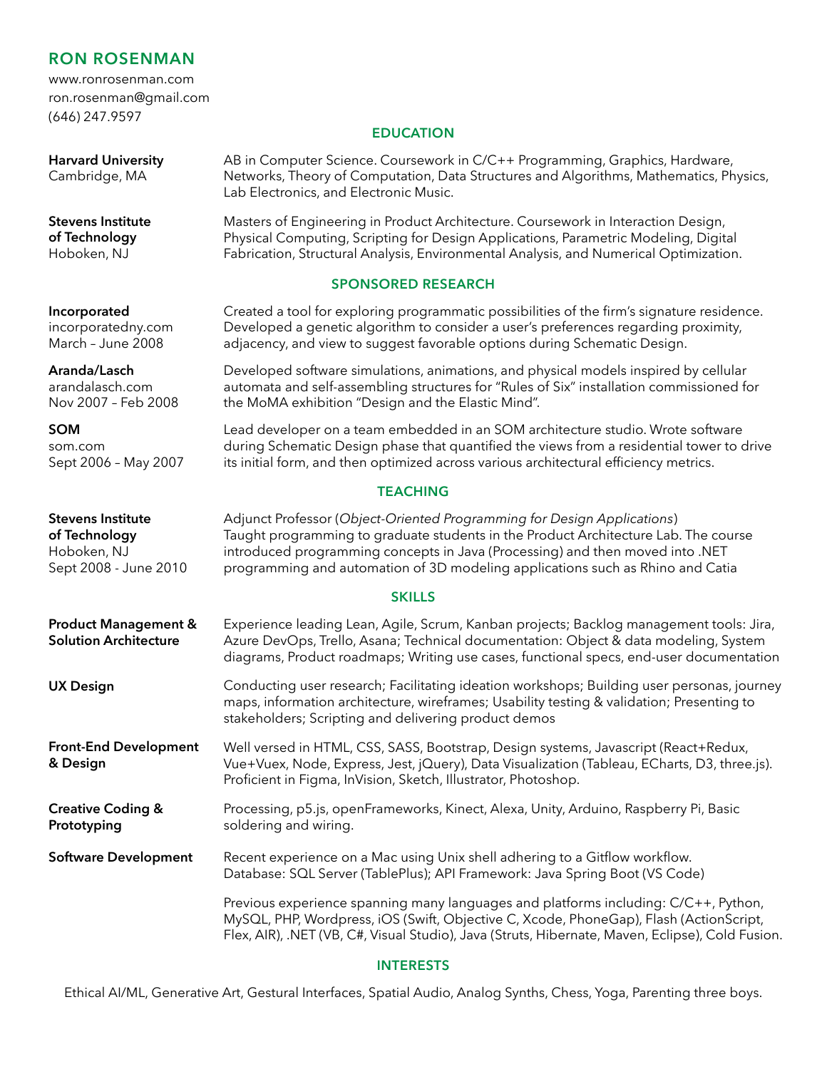# RON ROSENMAN

www.ronrosenman.com
ron.rosenman@gmail.com
(646) 247.9597

## EDUCATION

**Harvard University**
Cambridge, MA

AB in Computer Science. Coursework in C/C++ Programming, Graphics, Hardware, Networks, Theory of Computation, Data Structures and Algorithms, Mathematics, Physics, Lab Electronics, and Electronic Music.

**Stevens Institute of Technology**
Hoboken, NJ

Masters of Engineering in Product Architecture. Coursework in Interaction Design, Physical Computing, Scripting for Design Applications, Parametric Modeling, Digital Fabrication, Structural Analysis, Environmental Analysis, and Numerical Optimization.

## SPONSORED RESEARCH

**Incorporated**
incorporatedny.com
March – June 2008

Created a tool for exploring programmatic possibilities of the firm's signature residence. Developed a genetic algorithm to consider a user's preferences regarding proximity, adjacency, and view to suggest favorable options during Schematic Design.

**Aranda/Lasch**
arandalasch.com
Nov 2007 – Feb 2008

Developed software simulations, animations, and physical models inspired by cellular automata and self-assembling structures for "Rules of Six" installation commissioned for the MoMA exhibition "Design and the Elastic Mind".

**SOM**
som.com
Sept 2006 – May 2007

Lead developer on a team embedded in an SOM architecture studio. Wrote software during Schematic Design phase that quantified the views from a residential tower to drive its initial form, and then optimized across various architectural efficiency metrics.

## TEACHING

**Stevens Institute of Technology**
Hoboken, NJ
Sept 2008 - June 2010

Adjunct Professor (*Object-Oriented Programming for Design Applications*)
Taught programming to graduate students in the Product Architecture Lab. The course introduced programming concepts in Java (Processing) and then moved into .NET programming and automation of 3D modeling applications such as Rhino and Catia

## SKILLS

**Product Management & Solution Architecture**

Experience leading Lean, Agile, Scrum, Kanban projects; Backlog management tools: Jira, Azure DevOps, Trello, Asana; Technical documentation: Object & data modeling, System diagrams, Product roadmaps; Writing use cases, functional specs, end-user documentation

**UX Design**

Conducting user research; Facilitating ideation workshops; Building user personas, journey maps, information architecture, wireframes; Usability testing & validation; Presenting to stakeholders; Scripting and delivering product demos

**Front-End Development & Design**

Well versed in HTML, CSS, SASS, Bootstrap, Design systems, Javascript (React+Redux, Vue+Vuex, Node, Express, Jest, jQuery), Data Visualization (Tableau, ECharts, D3, three.js). Proficient in Figma, InVision, Sketch, Illustrator, Photoshop.

**Creative Coding & Prototyping**

Processing, p5.js, openFrameworks, Kinect, Alexa, Unity, Arduino, Raspberry Pi, Basic soldering and wiring.

**Software Development**

Recent experience on a Mac using Unix shell adhering to a Gitflow workflow.
Database: SQL Server (TablePlus); API Framework: Java Spring Boot (VS Code)

Previous experience spanning many languages and platforms including: C/C++, Python, MySQL, PHP, Wordpress, iOS (Swift, Objective C, Xcode, PhoneGap), Flash (ActionScript, Flex, AIR), .NET (VB, C#, Visual Studio), Java (Struts, Hibernate, Maven, Eclipse), Cold Fusion.

## INTERESTS

Ethical AI/ML, Generative Art, Gestural Interfaces, Spatial Audio, Analog Synths, Chess, Yoga, Parenting three boys.